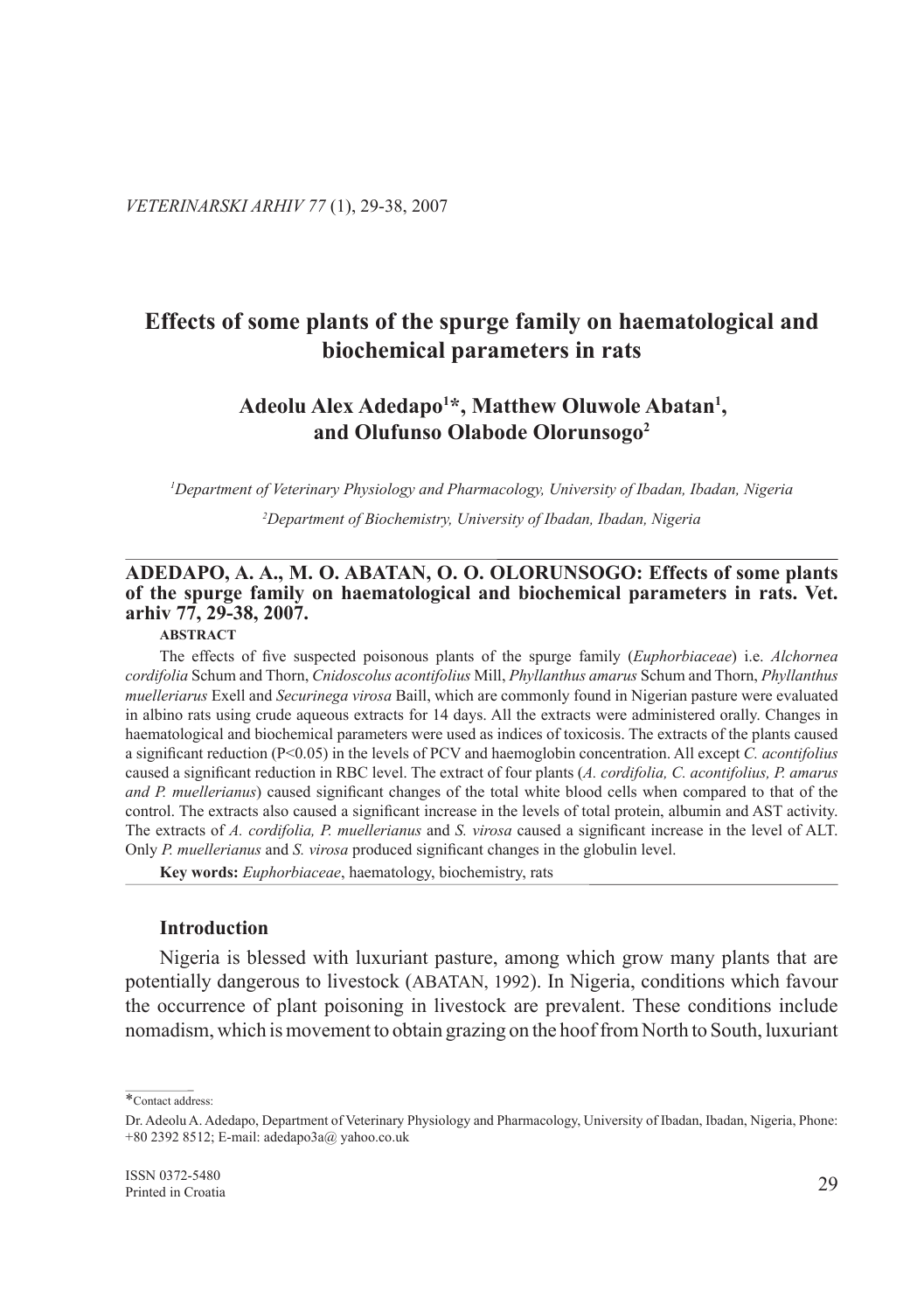# Effects of some plants of the spurge family on haematological and biochemical parameters in rats

**Adeolu Alex Adedapo[1]\*, Matthew Oluwole Abatan[1], and Olufunso Olabode Olorunsogo[2]**

[1]*Department of Veterinary Physiology and Pharmacology, University of Ibadan, Ibadan, Nigeria*

[2]*Department of Biochemistry, University of Ibadan, Ibadan, Nigeria*

---

**ADEDAPO, A. A., M. O. ABATAN, O. O. OLORUNSOGO: Effects of some plants of the spurge family on haematological and biochemical parameters in rats. Vet. arhiv 77, 29-38, 2007.**

**ABSTRACT**

The effects of five suspected poisonous plants of the spurge family (*Euphorbiaceae*) i.e. *Alchornea cordifolia* Schum and Thorn, *Cnidoscolus acontifolius* Mill, *Phyllanthus amarus* Schum and Thorn, *Phyllanthus muelleriarus* Exell and *Securinega virosa* Baill, which are commonly found in Nigerian pasture were evaluated in albino rats using crude aqueous extracts for 14 days. All the extracts were administered orally. Changes in haematological and biochemical parameters were used as indices of toxicosis. The extracts of the plants caused a significant reduction (P<0.05) in the levels of PCV and haemoglobin concentration. All except *C. acontifolius* caused a significant reduction in RBC level. The extract of four plants (*A. cordifolia, C. acontifolius, P. amarus and P. muellerianus*) caused significant changes of the total white blood cells when compared to that of the control. The extracts also caused a significant increase in the levels of total protein, albumin and AST activity. The extracts of *A. cordifolia, P. muellerianus* and *S. virosa* caused a significant increase in the level of ALT. Only *P. muellerianus* and *S. virosa* produced significant changes in the globulin level.

**Key words:** *Euphorbiaceae*, haematology, biochemistry, rats

---

## Introduction

Nigeria is blessed with luxuriant pasture, among which grow many plants that are potentially dangerous to livestock (ABATAN, 1992). In Nigeria, conditions which favour the occurrence of plant poisoning in livestock are prevalent. These conditions include nomadism, which is movement to obtain grazing on the hoof from North to South, luxuriant

---

\*Contact address:

Dr. Adeolu A. Adedapo, Department of Veterinary Physiology and Pharmacology, University of Ibadan, Ibadan, Nigeria, Phone: +80 2392 8512; E-mail: adedapo3a@ yahoo.co.uk

ISSN 0372-5480
Printed in Croatia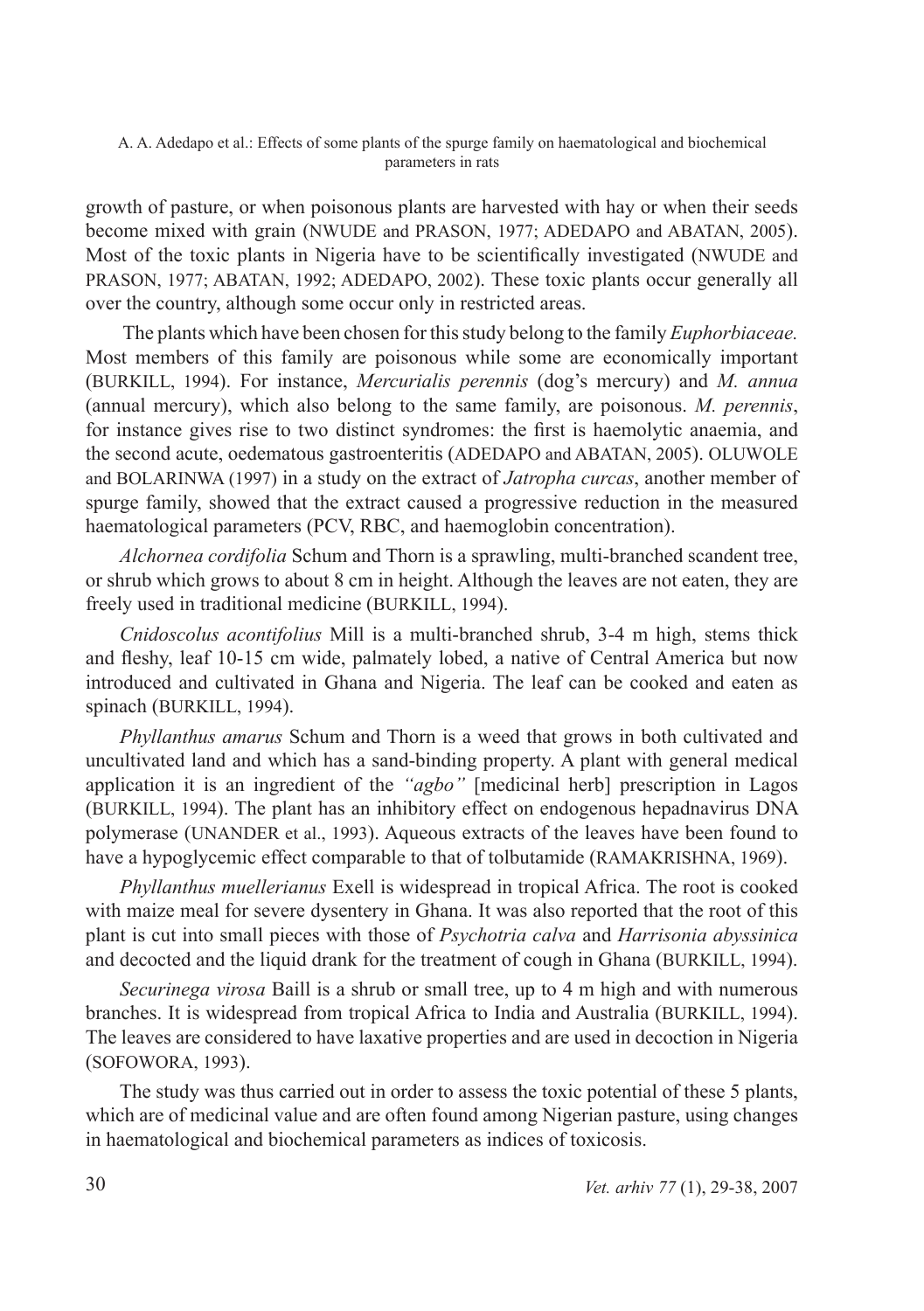growth of pasture, or when poisonous plants are harvested with hay or when their seeds become mixed with grain (NWUDE and PRASON, 1977; ADEDAPO and ABATAN, 2005). Most of the toxic plants in Nigeria have to be scientifically investigated (NWUDE and PRASON, 1977; ABATAN, 1992; ADEDAPO, 2002). These toxic plants occur generally all over the country, although some occur only in restricted areas.

The plants which have been chosen for this study belong to the family *Euphorbiaceae.* Most members of this family are poisonous while some are economically important (BURKILL, 1994). For instance, *Mercurialis perennis* (dog's mercury) and *M. annua* (annual mercury), which also belong to the same family, are poisonous. *M. perennis*, for instance gives rise to two distinct syndromes: the first is haemolytic anaemia, and the second acute, oedematous gastroenteritis (ADEDAPO and ABATAN, 2005). OLUWOLE and BOLARINWA (1997) in a study on the extract of *Jatropha curcas*, another member of spurge family, showed that the extract caused a progressive reduction in the measured haematological parameters (PCV, RBC, and haemoglobin concentration).

*Alchornea cordifolia* Schum and Thorn is a sprawling, multi-branched scandent tree, or shrub which grows to about 8 cm in height. Although the leaves are not eaten, they are freely used in traditional medicine (BURKILL, 1994).

*Cnidoscolus acontifolius* Mill is a multi-branched shrub, 3-4 m high, stems thick and fleshy, leaf 10-15 cm wide, palmately lobed, a native of Central America but now introduced and cultivated in Ghana and Nigeria. The leaf can be cooked and eaten as spinach (BURKILL, 1994).

*Phyllanthus amarus* Schum and Thorn is a weed that grows in both cultivated and uncultivated land and which has a sand-binding property. A plant with general medical application it is an ingredient of the *"agbo"* [medicinal herb] prescription in Lagos (BURKILL, 1994). The plant has an inhibitory effect on endogenous hepadnavirus DNA polymerase (UNANDER et al., 1993). Aqueous extracts of the leaves have been found to have a hypoglycemic effect comparable to that of tolbutamide (RAMAKRISHNA, 1969).

*Phyllanthus muellerianus* Exell is widespread in tropical Africa. The root is cooked with maize meal for severe dysentery in Ghana. It was also reported that the root of this plant is cut into small pieces with those of *Psychotria calva* and *Harrisonia abyssinica* and decocted and the liquid drank for the treatment of cough in Ghana (BURKILL, 1994).

*Securinega virosa* Baill is a shrub or small tree, up to 4 m high and with numerous branches. It is widespread from tropical Africa to India and Australia (BURKILL, 1994). The leaves are considered to have laxative properties and are used in decoction in Nigeria (SOFOWORA, 1993).

The study was thus carried out in order to assess the toxic potential of these 5 plants, which are of medicinal value and are often found among Nigerian pasture, using changes in haematological and biochemical parameters as indices of toxicosis.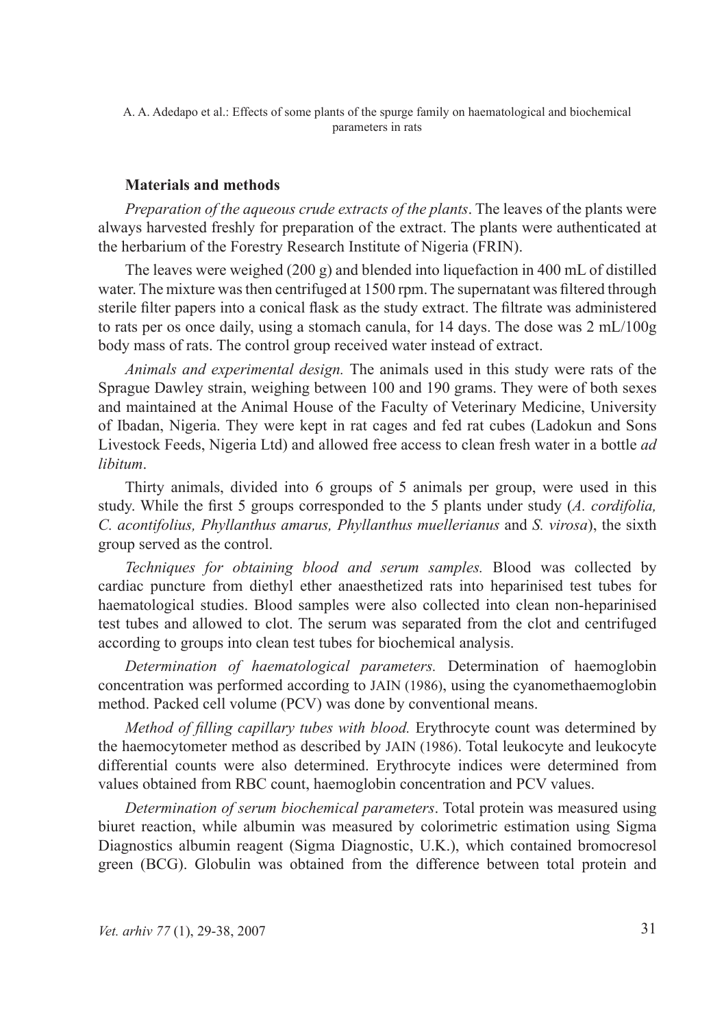## Materials and methods

*Preparation of the aqueous crude extracts of the plants*. The leaves of the plants were always harvested freshly for preparation of the extract. The plants were authenticated at the herbarium of the Forestry Research Institute of Nigeria (FRIN).

The leaves were weighed (200 g) and blended into liquefaction in 400 mL of distilled water. The mixture was then centrifuged at 1500 rpm. The supernatant was filtered through sterile filter papers into a conical flask as the study extract. The filtrate was administered to rats per os once daily, using a stomach canula, for 14 days. The dose was 2 mL/100g body mass of rats. The control group received water instead of extract.

*Animals and experimental design.* The animals used in this study were rats of the Sprague Dawley strain, weighing between 100 and 190 grams. They were of both sexes and maintained at the Animal House of the Faculty of Veterinary Medicine, University of Ibadan, Nigeria. They were kept in rat cages and fed rat cubes (Ladokun and Sons Livestock Feeds, Nigeria Ltd) and allowed free access to clean fresh water in a bottle *ad libitum*.

Thirty animals, divided into 6 groups of 5 animals per group, were used in this study. While the first 5 groups corresponded to the 5 plants under study (*A. cordifolia, C. acontifolius, Phyllanthus amarus, Phyllanthus muellerianus* and *S. virosa*), the sixth group served as the control.

*Techniques for obtaining blood and serum samples.* Blood was collected by cardiac puncture from diethyl ether anaesthetized rats into heparinised test tubes for haematological studies. Blood samples were also collected into clean non-heparinised test tubes and allowed to clot. The serum was separated from the clot and centrifuged according to groups into clean test tubes for biochemical analysis.

*Determination of haematological parameters.* Determination of haemoglobin concentration was performed according to JAIN (1986), using the cyanomethaemoglobin method. Packed cell volume (PCV) was done by conventional means.

*Method of filling capillary tubes with blood.* Erythrocyte count was determined by the haemocytometer method as described by JAIN (1986). Total leukocyte and leukocyte differential counts were also determined. Erythrocyte indices were determined from values obtained from RBC count, haemoglobin concentration and PCV values.

*Determination of serum biochemical parameters*. Total protein was measured using biuret reaction, while albumin was measured by colorimetric estimation using Sigma Diagnostics albumin reagent (Sigma Diagnostic, U.K.), which contained bromocresol green (BCG). Globulin was obtained from the difference between total protein and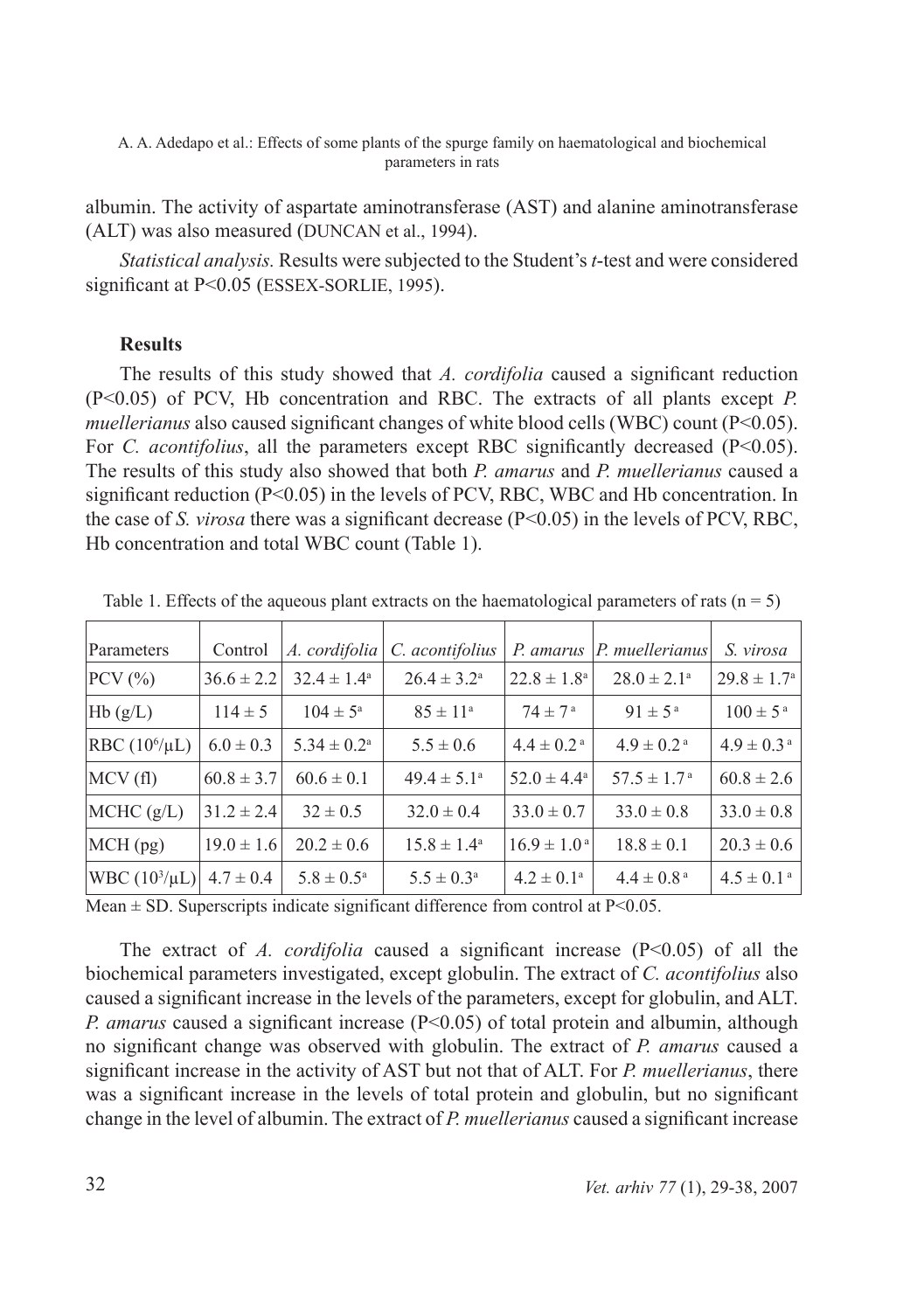albumin. The activity of aspartate aminotransferase (AST) and alanine aminotransferase (ALT) was also measured (DUNCAN et al., 1994).

*Statistical analysis.* Results were subjected to the Student's *t*-test and were considered significant at $P<0.05$ (ESSEX-SORLIE, 1995).

### Results

The results of this study showed that *A. cordifolia* caused a significant reduction ($P<0.05$) of PCV, Hb concentration and RBC. The extracts of all plants except *P. muellerianus* also caused significant changes of white blood cells (WBC) count ($P<0.05$). For *C. acontifolius*, all the parameters except RBC significantly decreased ($P<0.05$). The results of this study also showed that both *P. amarus* and *P. muellerianus* caused a significant reduction ($P<0.05$) in the levels of PCV, RBC, WBC and Hb concentration. In the case of *S. virosa* there was a significant decrease ($P<0.05$) in the levels of PCV, RBC, Hb concentration and total WBC count (Table 1).

Table 1. Effects of the aqueous plant extracts on the haematological parameters of rats (n = 5)

| Parameters | Control | *A. cordifolia* | *C. acontifolius* | *P. amarus* | *P. muellerianus* | *S. virosa* |
|---|---|---|---|---|---|---|
| PCV (%) | 36.6 ± 2.2 | 32.4 ± 1.4[a] | 26.4 ± 3.2[a] | 22.8 ± 1.8[a] | 28.0 ± 2.1[a] | 29.8 ± 1.7[a] |
| Hb (g/L) | 114 ± 5 | 104 ± 5[a] | 85 ± 11[a] | 74 ± 7[a] | 91 ± 5[a] | 100 ± 5[a] |
| RBC ($10^6$/μL) | 6.0 ± 0.3 | 5.34 ± 0.2[a] | 5.5 ± 0.6 | 4.4 ± 0.2[a] | 4.9 ± 0.2[a] | 4.9 ± 0.3[a] |
| MCV (fl) | 60.8 ± 3.7 | 60.6 ± 0.1 | 49.4 ± 5.1[a] | 52.0 ± 4.4[a] | 57.5 ± 1.7[a] | 60.8 ± 2.6 |
| MCHC (g/L) | 31.2 ± 2.4 | 32 ± 0.5 | 32.0 ± 0.4 | 33.0 ± 0.7 | 33.0 ± 0.8 | 33.0 ± 0.8 |
| MCH (pg) | 19.0 ± 1.6 | 20.2 ± 0.6 | 15.8 ± 1.4[a] | 16.9 ± 1.0[a] | 18.8 ± 0.1 | 20.3 ± 0.6 |
| WBC ($10^3$/μL) | 4.7 ± 0.4 | 5.8 ± 0.5[a] | 5.5 ± 0.3[a] | 4.2 ± 0.1[a] | 4.4 ± 0.8[a] | 4.5 ± 0.1[a] |

Mean ± SD. Superscripts indicate significant difference from control at $P<0.05$.

The extract of *A. cordifolia* caused a significant increase ($P<0.05$) of all the biochemical parameters investigated, except globulin. The extract of *C. acontifolius* also caused a significant increase in the levels of the parameters, except for globulin, and ALT. *P. amarus* caused a significant increase ($P<0.05$) of total protein and albumin, although no significant change was observed with globulin. The extract of *P. amarus* caused a significant increase in the activity of AST but not that of ALT. For *P. muellerianus*, there was a significant increase in the levels of total protein and globulin, but no significant change in the level of albumin. The extract of *P. muellerianus* caused a significant increase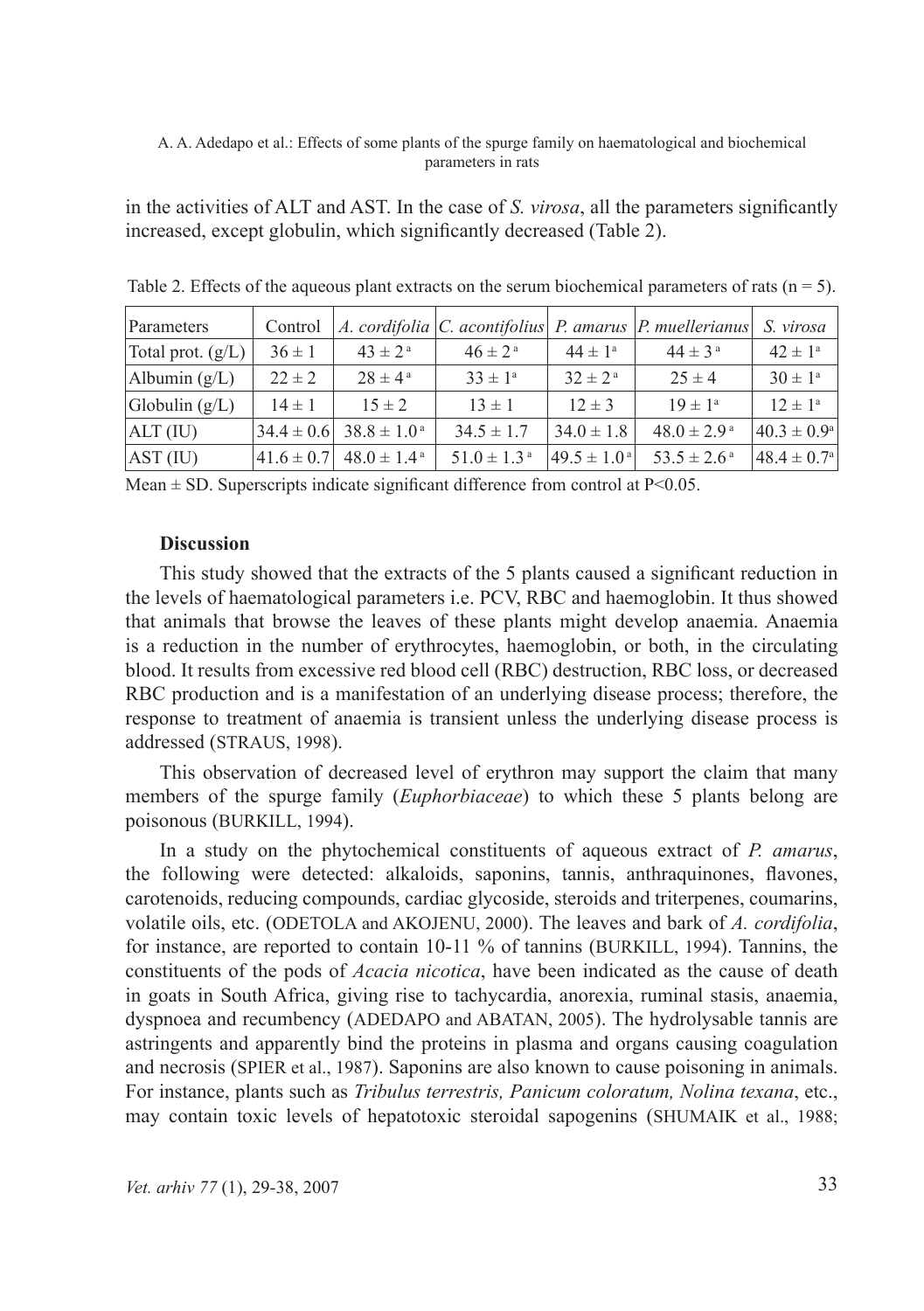in the activities of ALT and AST. In the case of *S. virosa*, all the parameters significantly increased, except globulin, which significantly decreased (Table 2).

Table 2. Effects of the aqueous plant extracts on the serum biochemical parameters of rats (n = 5).

| Parameters | Control | *A. cordifolia* | *C. acontifolius* | *P. amarus* | *P. muellerianus* | *S. virosa* |
|---|---|---|---|---|---|---|
| Total prot. (g/L) | 36 ± 1 | 43 ± 2 [a] | 46 ± 2 [a] | 44 ± 1[a] | 44 ± 3 [a] | 42 ± 1[a] |
| Albumin (g/L) | 22 ± 2 | 28 ± 4 [a] | 33 ± 1[a] | 32 ± 2 [a] | 25 ± 4 | 30 ± 1[a] |
| Globulin (g/L) | 14 ± 1 | 15 ± 2 | 13 ± 1 | 12 ± 3 | 19 ± 1[a] | 12 ± 1[a] |
| ALT (IU) | 34.4 ± 0.6 | 38.8 ± 1.0 [a] | 34.5 ± 1.7 | 34.0 ± 1.8 | 48.0 ± 2.9 [a] | 40.3 ± 0.9[a] |
| AST (IU) | 41.6 ± 0.7 | 48.0 ± 1.4 [a] | 51.0 ± 1.3 [a] | 49.5 ± 1.0 [a] | 53.5 ± 2.6 [a] | 48.4 ± 0.7[a] |

Mean ± SD. Superscripts indicate significant difference from control at P<0.05.

## Discussion

This study showed that the extracts of the 5 plants caused a significant reduction in the levels of haematological parameters i.e. PCV, RBC and haemoglobin. It thus showed that animals that browse the leaves of these plants might develop anaemia. Anaemia is a reduction in the number of erythrocytes, haemoglobin, or both, in the circulating blood. It results from excessive red blood cell (RBC) destruction, RBC loss, or decreased RBC production and is a manifestation of an underlying disease process; therefore, the response to treatment of anaemia is transient unless the underlying disease process is addressed (STRAUS, 1998).

This observation of decreased level of erythron may support the claim that many members of the spurge family (*Euphorbiaceae*) to which these 5 plants belong are poisonous (BURKILL, 1994).

In a study on the phytochemical constituents of aqueous extract of *P. amarus*, the following were detected: alkaloids, saponins, tannis, anthraquinones, flavones, carotenoids, reducing compounds, cardiac glycoside, steroids and triterpenes, coumarins, volatile oils, etc. (ODETOLA and AKOJENU, 2000). The leaves and bark of *A. cordifolia*, for instance, are reported to contain 10-11 % of tannins (BURKILL, 1994). Tannins, the constituents of the pods of *Acacia nicotica*, have been indicated as the cause of death in goats in South Africa, giving rise to tachycardia, anorexia, ruminal stasis, anaemia, dyspnoea and recumbency (ADEDAPO and ABATAN, 2005). The hydrolysable tannis are astringents and apparently bind the proteins in plasma and organs causing coagulation and necrosis (SPIER et al., 1987). Saponins are also known to cause poisoning in animals. For instance, plants such as *Tribulus terrestris, Panicum coloratum, Nolina texana*, etc., may contain toxic levels of hepatotoxic steroidal sapogenins (SHUMAIK et al., 1988;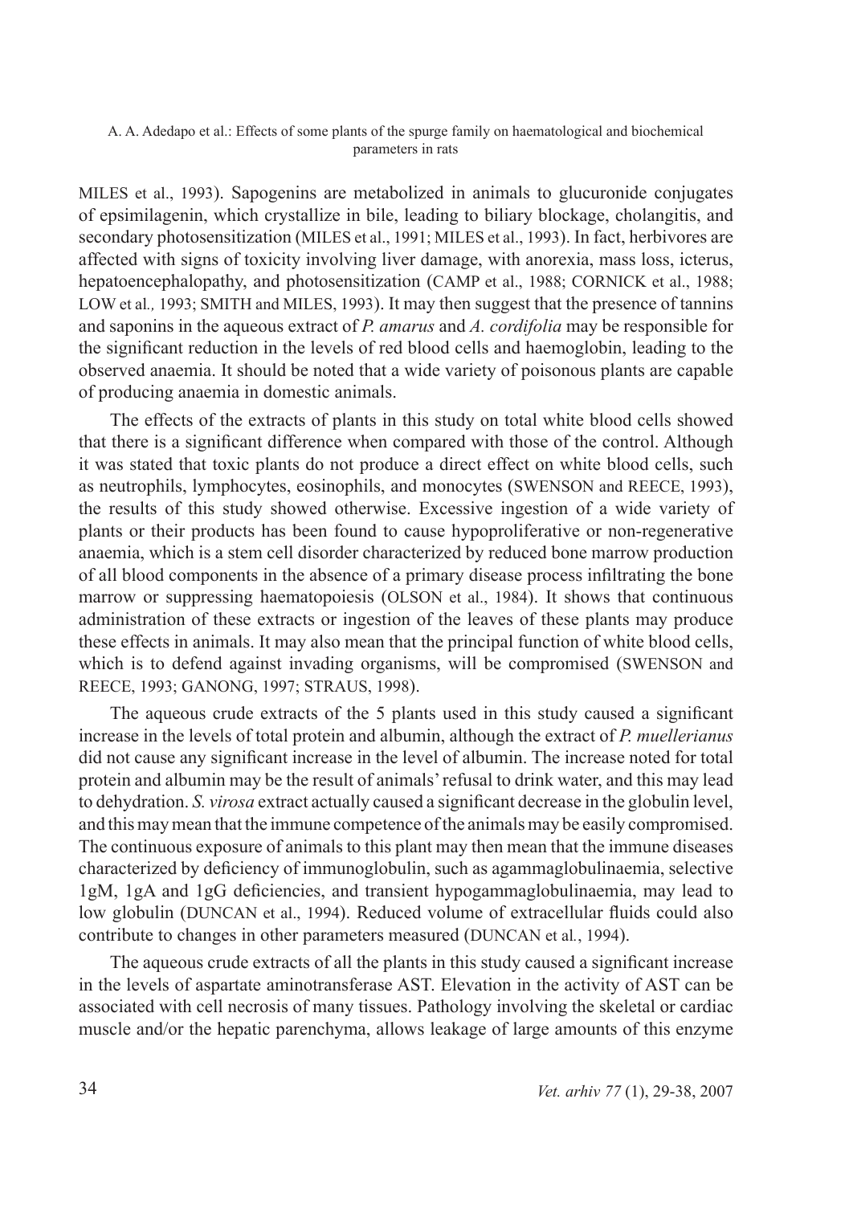MILES et al., 1993). Sapogenins are metabolized in animals to glucuronide conjugates of epsimilagenin, which crystallize in bile, leading to biliary blockage, cholangitis, and secondary photosensitization (MILES et al., 1991; MILES et al., 1993). In fact, herbivores are affected with signs of toxicity involving liver damage, with anorexia, mass loss, icterus, hepatoencephalopathy, and photosensitization (CAMP et al., 1988; CORNICK et al., 1988; LOW et al., 1993; SMITH and MILES, 1993). It may then suggest that the presence of tannins and saponins in the aqueous extract of *P. amarus* and *A. cordifolia* may be responsible for the significant reduction in the levels of red blood cells and haemoglobin, leading to the observed anaemia. It should be noted that a wide variety of poisonous plants are capable of producing anaemia in domestic animals.

The effects of the extracts of plants in this study on total white blood cells showed that there is a significant difference when compared with those of the control. Although it was stated that toxic plants do not produce a direct effect on white blood cells, such as neutrophils, lymphocytes, eosinophils, and monocytes (SWENSON and REECE, 1993), the results of this study showed otherwise. Excessive ingestion of a wide variety of plants or their products has been found to cause hypoproliferative or non-regenerative anaemia, which is a stem cell disorder characterized by reduced bone marrow production of all blood components in the absence of a primary disease process infiltrating the bone marrow or suppressing haematopoiesis (OLSON et al., 1984). It shows that continuous administration of these extracts or ingestion of the leaves of these plants may produce these effects in animals. It may also mean that the principal function of white blood cells, which is to defend against invading organisms, will be compromised (SWENSON and REECE, 1993; GANONG, 1997; STRAUS, 1998).

The aqueous crude extracts of the 5 plants used in this study caused a significant increase in the levels of total protein and albumin, although the extract of *P. muellerianus* did not cause any significant increase in the level of albumin. The increase noted for total protein and albumin may be the result of animals' refusal to drink water, and this may lead to dehydration. *S. virosa* extract actually caused a significant decrease in the globulin level, and this may mean that the immune competence of the animals may be easily compromised. The continuous exposure of animals to this plant may then mean that the immune diseases characterized by deficiency of immunoglobulin, such as agammaglobulinaemia, selective 1gM, 1gA and 1gG deficiencies, and transient hypogammaglobulinaemia, may lead to low globulin (DUNCAN et al., 1994). Reduced volume of extracellular fluids could also contribute to changes in other parameters measured (DUNCAN et al., 1994).

The aqueous crude extracts of all the plants in this study caused a significant increase in the levels of aspartate aminotransferase AST. Elevation in the activity of AST can be associated with cell necrosis of many tissues. Pathology involving the skeletal or cardiac muscle and/or the hepatic parenchyma, allows leakage of large amounts of this enzyme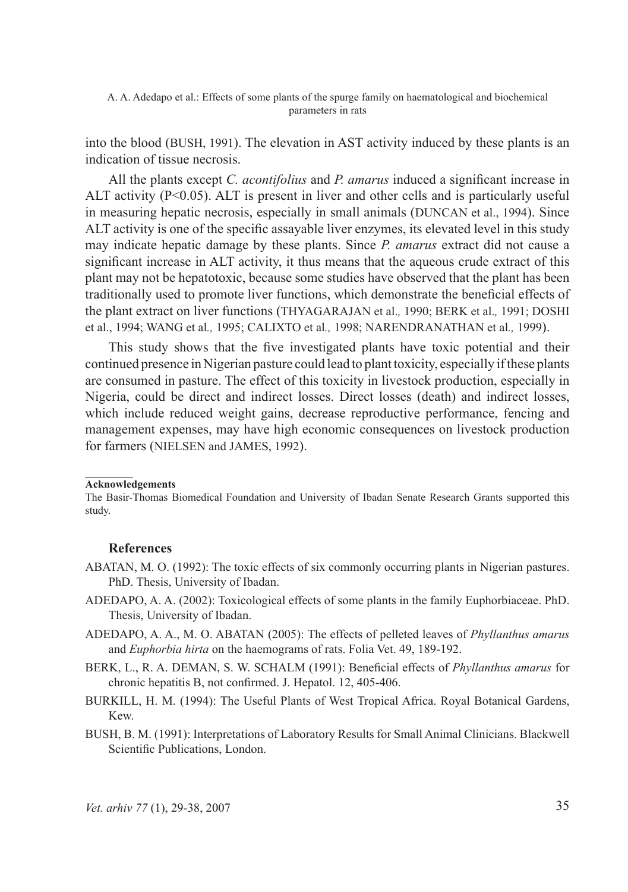into the blood (BUSH, 1991). The elevation in AST activity induced by these plants is an indication of tissue necrosis.

All the plants except *C. acontifolius* and *P. amarus* induced a significant increase in ALT activity ($P<0.05$). ALT is present in liver and other cells and is particularly useful in measuring hepatic necrosis, especially in small animals (DUNCAN et al., 1994). Since ALT activity is one of the specific assayable liver enzymes, its elevated level in this study may indicate hepatic damage by these plants. Since *P. amarus* extract did not cause a significant increase in ALT activity, it thus means that the aqueous crude extract of this plant may not be hepatotoxic, because some studies have observed that the plant has been traditionally used to promote liver functions, which demonstrate the beneficial effects of the plant extract on liver functions (THYAGARAJAN et al., 1990; BERK et al., 1991; DOSHI et al., 1994; WANG et al., 1995; CALIXTO et al., 1998; NARENDRANATHAN et al., 1999).

This study shows that the five investigated plants have toxic potential and their continued presence in Nigerian pasture could lead to plant toxicity, especially if these plants are consumed in pasture. The effect of this toxicity in livestock production, especially in Nigeria, could be direct and indirect losses. Direct losses (death) and indirect losses, which include reduced weight gains, decrease reproductive performance, fencing and management expenses, may have high economic consequences on livestock production for farmers (NIELSEN and JAMES, 1992).

**Acknowledgements**

The Basir-Thomas Biomedical Foundation and University of Ibadan Senate Research Grants supported this study.

## References

ABATAN, M. O. (1992): The toxic effects of six commonly occurring plants in Nigerian pastures. PhD. Thesis, University of Ibadan.

ADEDAPO, A. A. (2002): Toxicological effects of some plants in the family Euphorbiaceae. PhD. Thesis, University of Ibadan.

ADEDAPO, A. A., M. O. ABATAN (2005): The effects of pelleted leaves of *Phyllanthus amarus* and *Euphorbia hirta* on the haemograms of rats. Folia Vet. 49, 189-192.

BERK, L., R. A. DEMAN, S. W. SCHALM (1991): Beneficial effects of *Phyllanthus amarus* for chronic hepatitis B, not confirmed. J. Hepatol. 12, 405-406.

BURKILL, H. M. (1994): The Useful Plants of West Tropical Africa. Royal Botanical Gardens, Kew.

BUSH, B. M. (1991): Interpretations of Laboratory Results for Small Animal Clinicians. Blackwell Scientific Publications, London.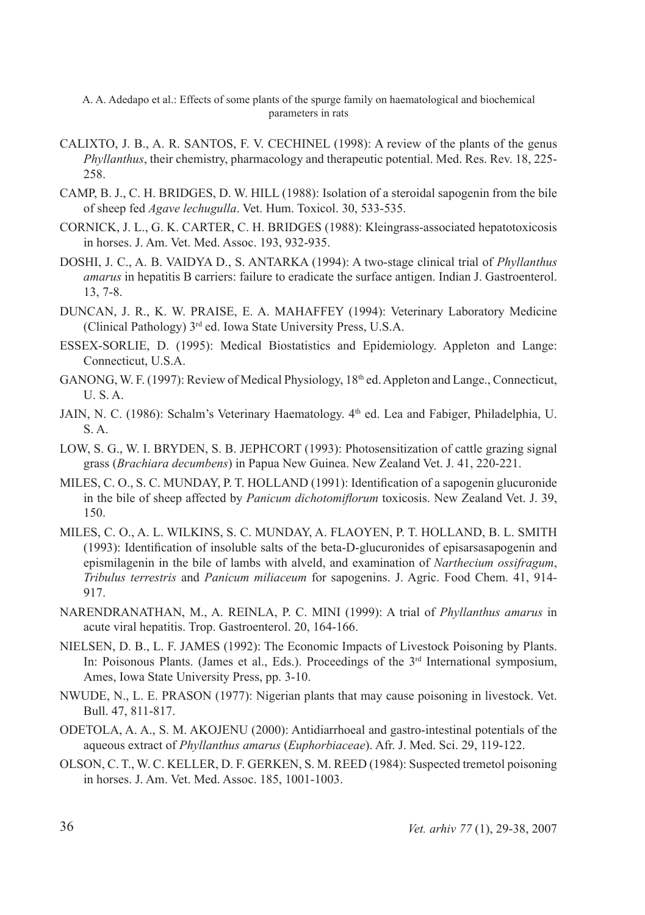CALIXTO, J. B., A. R. SANTOS, F. V. CECHINEL (1998): A review of the plants of the genus *Phyllanthus*, their chemistry, pharmacology and therapeutic potential. Med. Res. Rev. 18, 225-258.

CAMP, B. J., C. H. BRIDGES, D. W. HILL (1988): Isolation of a steroidal sapogenin from the bile of sheep fed *Agave lechugulla*. Vet. Hum. Toxicol. 30, 533-535.

CORNICK, J. L., G. K. CARTER, C. H. BRIDGES (1988): Kleingrass-associated hepatotoxicosis in horses. J. Am. Vet. Med. Assoc. 193, 932-935.

DOSHI, J. C., A. B. VAIDYA D., S. ANTARKA (1994): A two-stage clinical trial of *Phyllanthus amarus* in hepatitis B carriers: failure to eradicate the surface antigen. Indian J. Gastroenterol. 13, 7-8.

DUNCAN, J. R., K. W. PRAISE, E. A. MAHAFFEY (1994): Veterinary Laboratory Medicine (Clinical Pathology) 3rd ed. Iowa State University Press, U.S.A.

ESSEX-SORLIE, D. (1995): Medical Biostatistics and Epidemiology. Appleton and Lange: Connecticut, U.S.A.

GANONG, W. F. (1997): Review of Medical Physiology, 18th ed. Appleton and Lange., Connecticut, U. S. A.

JAIN, N. C. (1986): Schalm's Veterinary Haematology. 4th ed. Lea and Fabiger, Philadelphia, U. S. A.

LOW, S. G., W. I. BRYDEN, S. B. JEPHCORT (1993): Photosensitization of cattle grazing signal grass (*Brachiara decumbens*) in Papua New Guinea. New Zealand Vet. J. 41, 220-221.

MILES, C. O., S. C. MUNDAY, P. T. HOLLAND (1991): Identification of a sapogenin glucuronide in the bile of sheep affected by *Panicum dichotomiflorum* toxicosis. New Zealand Vet. J. 39, 150.

MILES, C. O., A. L. WILKINS, S. C. MUNDAY, A. FLAOYEN, P. T. HOLLAND, B. L. SMITH (1993): Identification of insoluble salts of the beta-D-glucuronides of episarsasapogenin and epismilagenin in the bile of lambs with alveld, and examination of *Narthecium ossifragum*, *Tribulus terrestris* and *Panicum miliaceum* for sapogenins. J. Agric. Food Chem. 41, 914-917.

NARENDRANATHAN, M., A. REINLA, P. C. MINI (1999): A trial of *Phyllanthus amarus* in acute viral hepatitis. Trop. Gastroenterol. 20, 164-166.

NIELSEN, D. B., L. F. JAMES (1992): The Economic Impacts of Livestock Poisoning by Plants. In: Poisonous Plants. (James et al., Eds.). Proceedings of the 3rd International symposium, Ames, Iowa State University Press, pp. 3-10.

NWUDE, N., L. E. PRASON (1977): Nigerian plants that may cause poisoning in livestock. Vet. Bull. 47, 811-817.

ODETOLA, A. A., S. M. AKOJENU (2000): Antidiarrhoeal and gastro-intestinal potentials of the aqueous extract of *Phyllanthus amarus* (*Euphorbiaceae*). Afr. J. Med. Sci. 29, 119-122.

OLSON, C. T., W. C. KELLER, D. F. GERKEN, S. M. REED (1984): Suspected tremetol poisoning in horses. J. Am. Vet. Med. Assoc. 185, 1001-1003.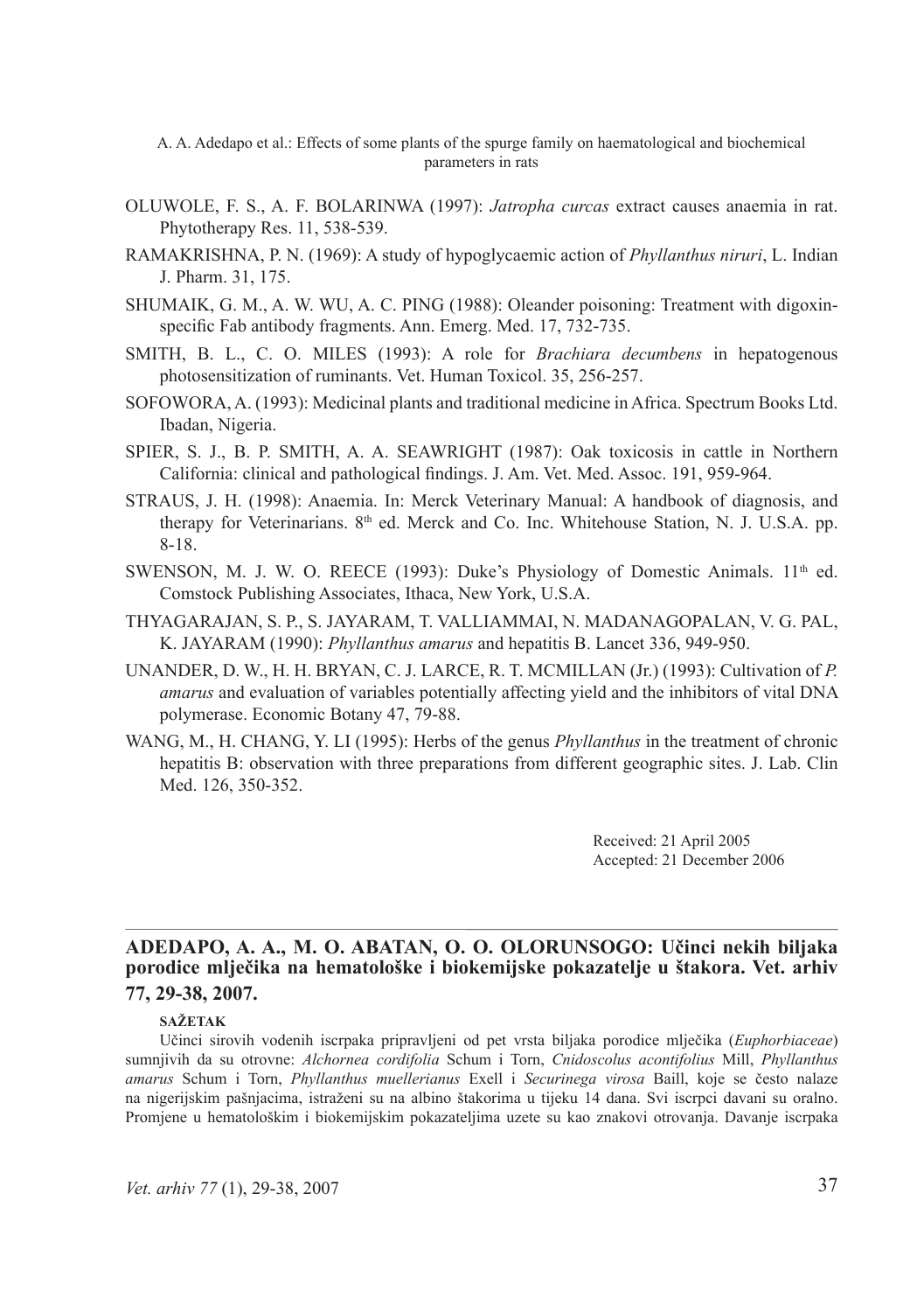OLUWOLE, F. S., A. F. BOLARINWA (1997): *Jatropha curcas* extract causes anaemia in rat. Phytotherapy Res. 11, 538-539.

RAMAKRISHNA, P. N. (1969): A study of hypoglycaemic action of *Phyllanthus niruri*, L. Indian J. Pharm. 31, 175.

SHUMAIK, G. M., A. W. WU, A. C. PING (1988): Oleander poisoning: Treatment with digoxin-specific Fab antibody fragments. Ann. Emerg. Med. 17, 732-735.

SMITH, B. L., C. O. MILES (1993): A role for *Brachiara decumbens* in hepatogenous photosensitization of ruminants. Vet. Human Toxicol. 35, 256-257.

SOFOWORA, A. (1993): Medicinal plants and traditional medicine in Africa. Spectrum Books Ltd. Ibadan, Nigeria.

SPIER, S. J., B. P. SMITH, A. A. SEAWRIGHT (1987): Oak toxicosis in cattle in Northern California: clinical and pathological findings. J. Am. Vet. Med. Assoc. 191, 959-964.

STRAUS, J. H. (1998): Anaemia. In: Merck Veterinary Manual: A handbook of diagnosis, and therapy for Veterinarians. 8th ed. Merck and Co. Inc. Whitehouse Station, N. J. U.S.A. pp. 8-18.

SWENSON, M. J. W. O. REECE (1993): Duke's Physiology of Domestic Animals. 11th ed. Comstock Publishing Associates, Ithaca, New York, U.S.A.

THYAGARAJAN, S. P., S. JAYARAM, T. VALLIAMMAI, N. MADANAGOPALAN, V. G. PAL, K. JAYARAM (1990): *Phyllanthus amarus* and hepatitis B. Lancet 336, 949-950.

UNANDER, D. W., H. H. BRYAN, C. J. LARCE, R. T. MCMILLAN (Jr.) (1993): Cultivation of *P. amarus* and evaluation of variables potentially affecting yield and the inhibitors of vital DNA polymerase. Economic Botany 47, 79-88.

WANG, M., H. CHANG, Y. LI (1995): Herbs of the genus *Phyllanthus* in the treatment of chronic hepatitis B: observation with three preparations from different geographic sites. J. Lab. Clin Med. 126, 350-352.

Received: 21 April 2005
Accepted: 21 December 2006

---

## ADEDAPO, A. A., M. O. ABATAN, O. O. OLORUNSOGO: Učinci nekih biljaka porodice mlječika na hematološke i biokemijske pokazatelje u štakora. Vet. arhiv 77, 29-38, 2007.

### SAŽETAK

Učinci sirovih vodenih iscrpaka pripravljeni od pet vrsta biljaka porodice mlječika (*Euphorbiaceae*) sumnjivih da su otrovne: *Alchornea cordifolia* Schum i Torn, *Cnidoscolus acontifolius* Mill, *Phyllanthus amarus* Schum i Torn, *Phyllanthus muellerianus* Exell i *Securinega virosa* Baill, koje se često nalaze na nigerijskim pašnjacima, istraženi su na albino štakorima u tijeku 14 dana. Svi iscrpci davani su oralno. Promjene u hematološkim i biokemijskim pokazateljima uzete su kao znakovi otrovanja. Davanje iscrpaka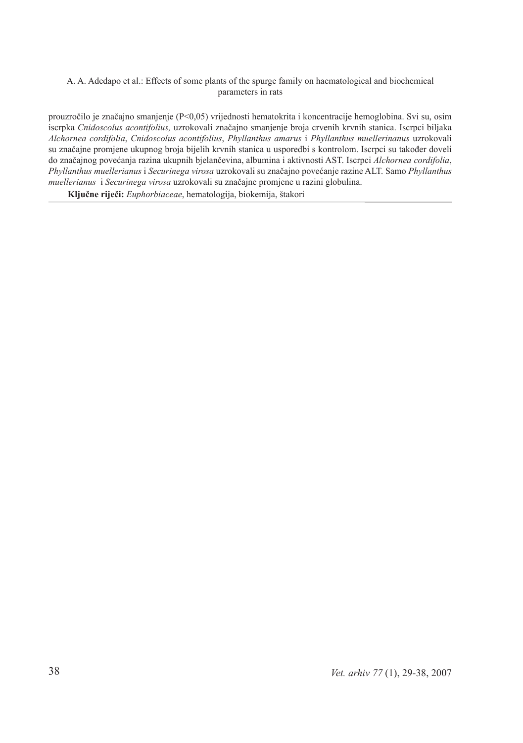prouzročilo je značajno smanjenje (P<0,05) vrijednosti hematokrita i koncentracije hemoglobina. Svi su, osim iscrpka *Cnidoscolus acontifolius,* uzrokovali značajno smanjenje broja crvenih krvnih stanica. Iscrpci biljaka *Alchornea cordifolia*, *Cnidoscolus acontifolius*, *Phyllanthus amarus* i *Phyllanthus muellerinanus* uzrokovali su značajne promjene ukupnog broja bijelih krvnih stanica u usporedbi s kontrolom. Iscrpci su također doveli do značajnog povećanja razina ukupnih bjelančevina, albumina i aktivnosti AST. Iscrpci *Alchornea cordifolia*, *Phyllanthus muellerianus* i *Securinega virosa* uzrokovali su značajno povećanje razine ALT. Samo *Phyllanthus muellerianus* i *Securinega virosa* uzrokovali su značajne promjene u razini globulina.

**Ključne riječi:** *Euphorbiaceae*, hematologija, biokemija, štakori